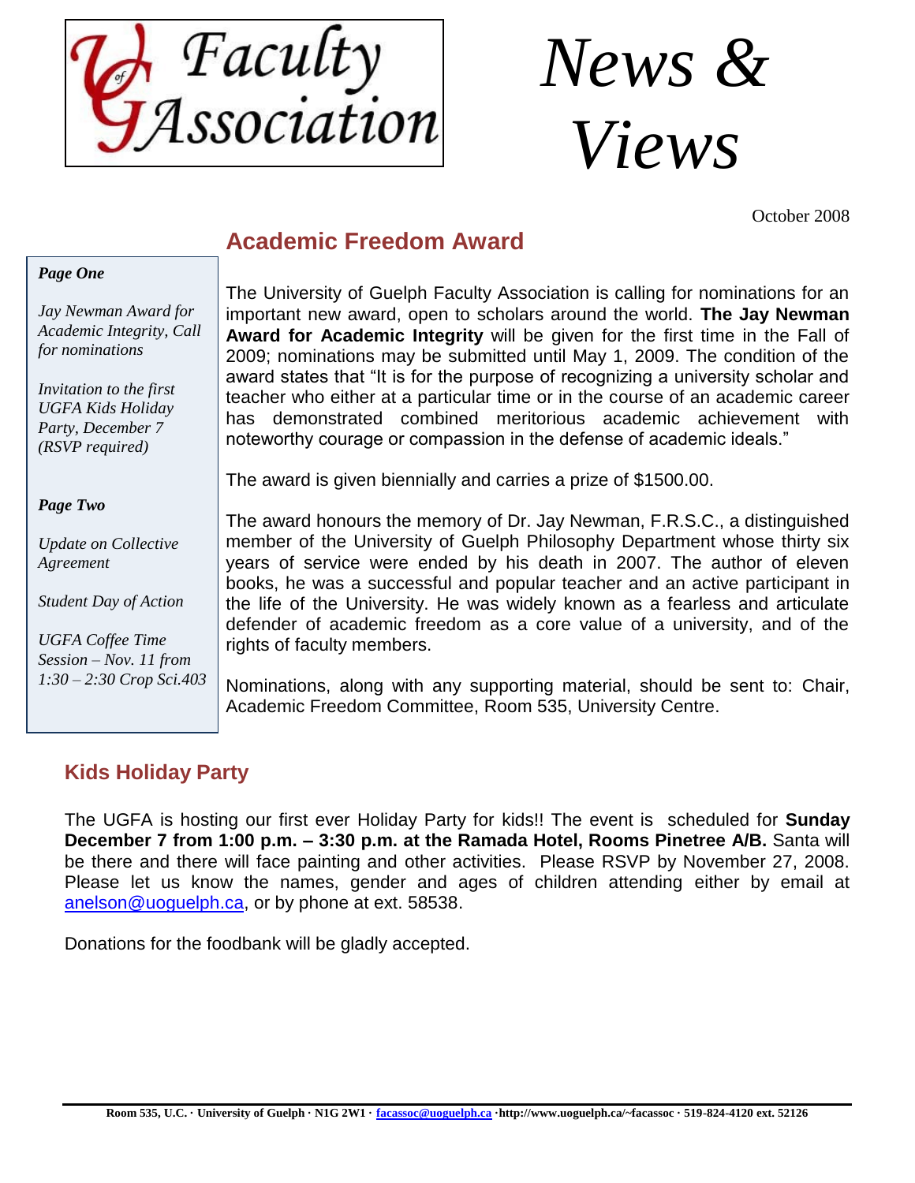Faculty Association

# News & Views

October 2008

**Page One**

*Jay Newman Award for Academic Integrity, Call for nominations*

*Invitation to the first UGFA Kids Holiday Party, December 7 (RSVP required)*

**Page Two**

*Update on Collective Agreement*

*Student Day of Action*

*UGFA Coffee Time Session – Nov. 11 from 1:30 – 2:30 Crop Sci.403*

## Academic Freedom Award

The University of Guelph Faculty Association is calling for nominations for an important new award, open to scholars around the world. **The Jay Newman Award for Academic Integrity** will be given for the first time in the Fall of 2009; nominations may be submitted until May 1, 2009. The condition of the award states that "It is for the purpose of recognizing a university scholar and teacher who either at a particular time or in the course of an academic career has demonstrated combined meritorious academic achievement with noteworthy courage or compassion in the defense of academic ideals."

The award is given biennially and carries a prize of $1500.00.

The award honours the memory of Dr. Jay Newman, F.R.S.C., a distinguished member of the University of Guelph Philosophy Department whose thirty six years of service were ended by his death in 2007. The author of eleven books, he was a successful and popular teacher and an active participant in the life of the University. He was widely known as a fearless and articulate defender of academic freedom as a core value of a university, and of the rights of faculty members.

Nominations, along with any supporting material, should be sent to: Chair, Academic Freedom Committee, Room 535, University Centre.

## Kids Holiday Party

The UGFA is hosting our first ever Holiday Party for kids!! The event is scheduled for **Sunday December 7 from 1:00 p.m. – 3:30 p.m. at the Ramada Hotel, Rooms Pinetree A/B.** Santa will be there and there will face painting and other activities. Please RSVP by November 27, 2008. Please let us know the names, gender and ages of children attending either by email at anelson@uoguelph.ca, or by phone at ext. 58538.

Donations for the foodbank will be gladly accepted.

**Room 535, U.C. · University of Guelph · N1G 2W1 · facassoc@uoguelph.ca ·http://www.uoguelph.ca/~facassoc · 519-824-4120 ext. 52126**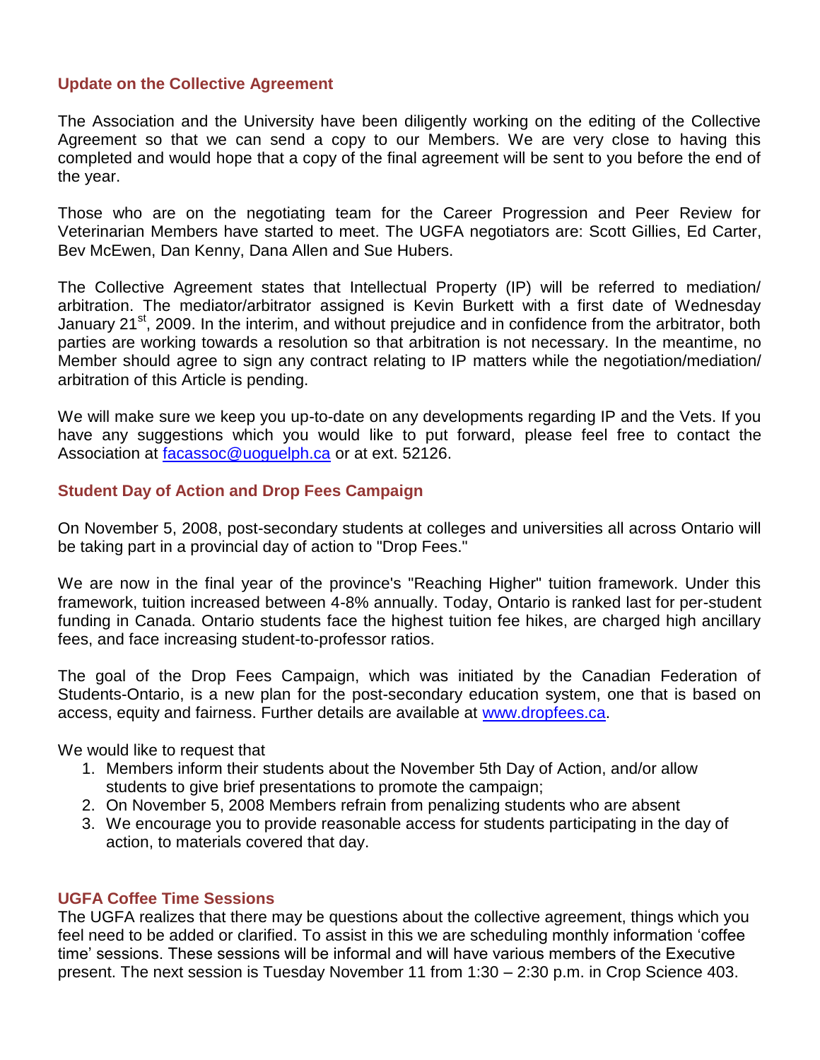## Update on the Collective Agreement

The Association and the University have been diligently working on the editing of the Collective Agreement so that we can send a copy to our Members. We are very close to having this completed and would hope that a copy of the final agreement will be sent to you before the end of the year.

Those who are on the negotiating team for the Career Progression and Peer Review for Veterinarian Members have started to meet. The UGFA negotiators are: Scott Gillies, Ed Carter, Bev McEwen, Dan Kenny, Dana Allen and Sue Hubers.

The Collective Agreement states that Intellectual Property (IP) will be referred to mediation/ arbitration. The mediator/arbitrator assigned is Kevin Burkett with a first date of Wednesday January 21st, 2009. In the interim, and without prejudice and in confidence from the arbitrator, both parties are working towards a resolution so that arbitration is not necessary. In the meantime, no Member should agree to sign any contract relating to IP matters while the negotiation/mediation/ arbitration of this Article is pending.

We will make sure we keep you up-to-date on any developments regarding IP and the Vets. If you have any suggestions which you would like to put forward, please feel free to contact the Association at [facassoc@uoguelph.ca](mailto:facassoc@uoguelph.ca) or at ext. 52126.

## Student Day of Action and Drop Fees Campaign

On November 5, 2008, post-secondary students at colleges and universities all across Ontario will be taking part in a provincial day of action to "Drop Fees."

We are now in the final year of the province's "Reaching Higher" tuition framework. Under this framework, tuition increased between 4-8% annually. Today, Ontario is ranked last for per-student funding in Canada. Ontario students face the highest tuition fee hikes, are charged high ancillary fees, and face increasing student-to-professor ratios.

The goal of the Drop Fees Campaign, which was initiated by the Canadian Federation of Students-Ontario, is a new plan for the post-secondary education system, one that is based on access, equity and fairness. Further details are available at [www.dropfees.ca](http://www.dropfees.ca).

We would like to request that

1. Members inform their students about the November 5th Day of Action, and/or allow students to give brief presentations to promote the campaign;
2. On November 5, 2008 Members refrain from penalizing students who are absent
3. We encourage you to provide reasonable access for students participating in the day of action, to materials covered that day.

## UGFA Coffee Time Sessions

The UGFA realizes that there may be questions about the collective agreement, things which you feel need to be added or clarified. To assist in this we are scheduling monthly information 'coffee time' sessions. These sessions will be informal and will have various members of the Executive present. The next session is Tuesday November 11 from 1:30 – 2:30 p.m. in Crop Science 403.